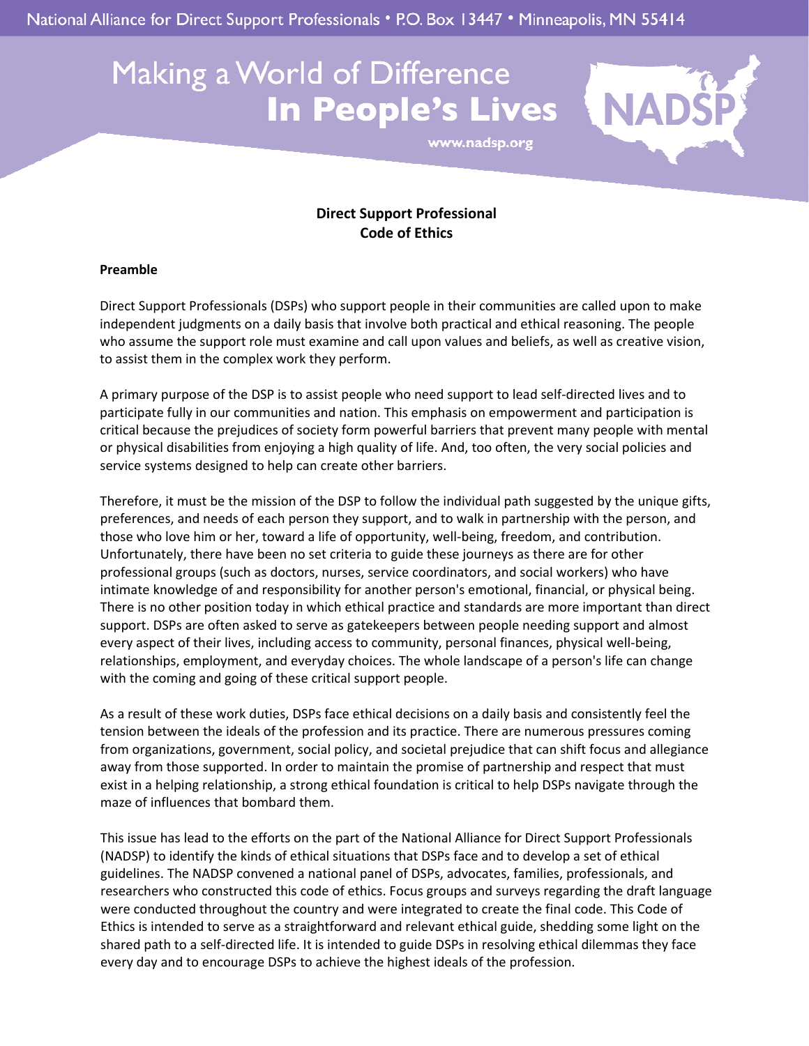National Alliance for Direct Support Professionals • P.O. Box 13447 • Minneapolis, MN 55414

# Making a World of Difference In People's Lives

www.nadsp.org

NADSP

## Direct Support Professional Code of Ethics

### Preamble

Direct Support Professionals (DSPs) who support people in their communities are called upon to make independent judgments on a daily basis that involve both practical and ethical reasoning. The people who assume the support role must examine and call upon values and beliefs, as well as creative vision, to assist them in the complex work they perform.

A primary purpose of the DSP is to assist people who need support to lead self-directed lives and to participate fully in our communities and nation. This emphasis on empowerment and participation is critical because the prejudices of society form powerful barriers that prevent many people with mental or physical disabilities from enjoying a high quality of life. And, too often, the very social policies and service systems designed to help can create other barriers.

Therefore, it must be the mission of the DSP to follow the individual path suggested by the unique gifts, preferences, and needs of each person they support, and to walk in partnership with the person, and those who love him or her, toward a life of opportunity, well-being, freedom, and contribution. Unfortunately, there have been no set criteria to guide these journeys as there are for other professional groups (such as doctors, nurses, service coordinators, and social workers) who have intimate knowledge of and responsibility for another person's emotional, financial, or physical being. There is no other position today in which ethical practice and standards are more important than direct support. DSPs are often asked to serve as gatekeepers between people needing support and almost every aspect of their lives, including access to community, personal finances, physical well-being, relationships, employment, and everyday choices. The whole landscape of a person's life can change with the coming and going of these critical support people.

As a result of these work duties, DSPs face ethical decisions on a daily basis and consistently feel the tension between the ideals of the profession and its practice. There are numerous pressures coming from organizations, government, social policy, and societal prejudice that can shift focus and allegiance away from those supported. In order to maintain the promise of partnership and respect that must exist in a helping relationship, a strong ethical foundation is critical to help DSPs navigate through the maze of influences that bombard them.

This issue has lead to the efforts on the part of the National Alliance for Direct Support Professionals (NADSP) to identify the kinds of ethical situations that DSPs face and to develop a set of ethical guidelines. The NADSP convened a national panel of DSPs, advocates, families, professionals, and researchers who constructed this code of ethics. Focus groups and surveys regarding the draft language were conducted throughout the country and were integrated to create the final code. This Code of Ethics is intended to serve as a straightforward and relevant ethical guide, shedding some light on the shared path to a self-directed life. It is intended to guide DSPs in resolving ethical dilemmas they face every day and to encourage DSPs to achieve the highest ideals of the profession.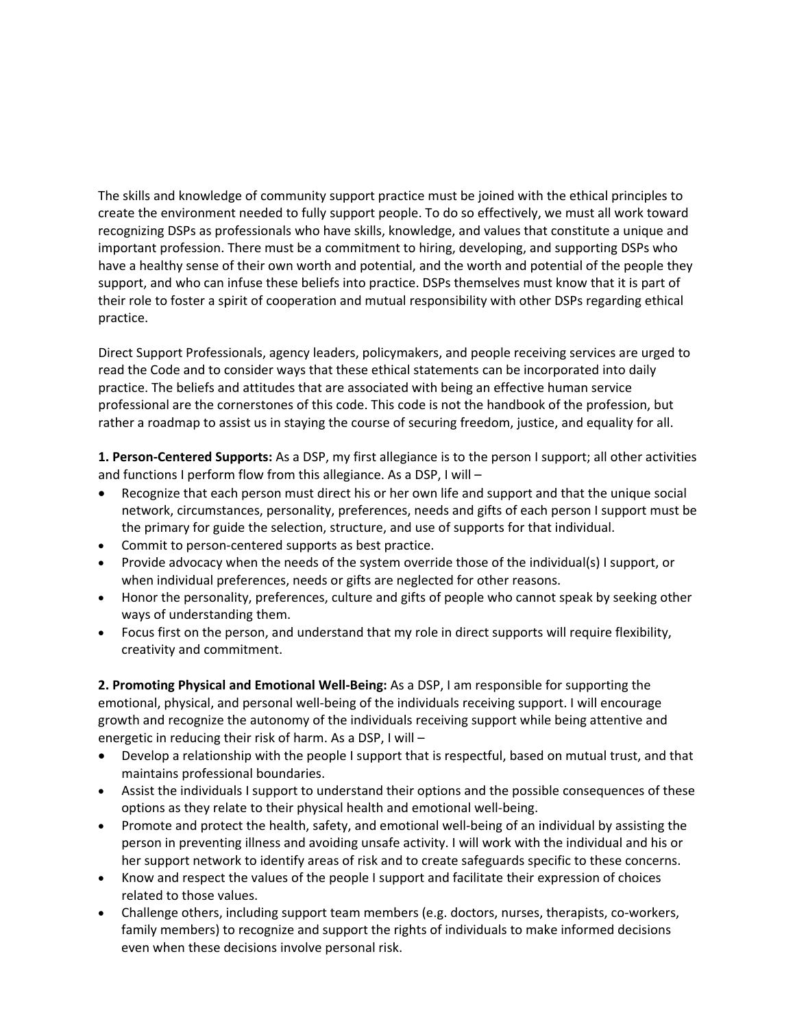The skills and knowledge of community support practice must be joined with the ethical principles to create the environment needed to fully support people. To do so effectively, we must all work toward recognizing DSPs as professionals who have skills, knowledge, and values that constitute a unique and important profession. There must be a commitment to hiring, developing, and supporting DSPs who have a healthy sense of their own worth and potential, and the worth and potential of the people they support, and who can infuse these beliefs into practice. DSPs themselves must know that it is part of their role to foster a spirit of cooperation and mutual responsibility with other DSPs regarding ethical practice.

Direct Support Professionals, agency leaders, policymakers, and people receiving services are urged to read the Code and to consider ways that these ethical statements can be incorporated into daily practice. The beliefs and attitudes that are associated with being an effective human service professional are the cornerstones of this code. This code is not the handbook of the profession, but rather a roadmap to assist us in staying the course of securing freedom, justice, and equality for all.

**1. Person-Centered Supports:** As a DSP, my first allegiance is to the person I support; all other activities and functions I perform flow from this allegiance. As a DSP, I will –

- Recognize that each person must direct his or her own life and support and that the unique social network, circumstances, personality, preferences, needs and gifts of each person I support must be the primary for guide the selection, structure, and use of supports for that individual.
- Commit to person-centered supports as best practice.
- Provide advocacy when the needs of the system override those of the individual(s) I support, or when individual preferences, needs or gifts are neglected for other reasons.
- Honor the personality, preferences, culture and gifts of people who cannot speak by seeking other ways of understanding them.
- Focus first on the person, and understand that my role in direct supports will require flexibility, creativity and commitment.

**2. Promoting Physical and Emotional Well-Being:** As a DSP, I am responsible for supporting the emotional, physical, and personal well-being of the individuals receiving support. I will encourage growth and recognize the autonomy of the individuals receiving support while being attentive and energetic in reducing their risk of harm. As a DSP, I will –

- Develop a relationship with the people I support that is respectful, based on mutual trust, and that maintains professional boundaries.
- Assist the individuals I support to understand their options and the possible consequences of these options as they relate to their physical health and emotional well-being.
- Promote and protect the health, safety, and emotional well-being of an individual by assisting the person in preventing illness and avoiding unsafe activity. I will work with the individual and his or her support network to identify areas of risk and to create safeguards specific to these concerns.
- Know and respect the values of the people I support and facilitate their expression of choices related to those values.
- Challenge others, including support team members (e.g. doctors, nurses, therapists, co-workers, family members) to recognize and support the rights of individuals to make informed decisions even when these decisions involve personal risk.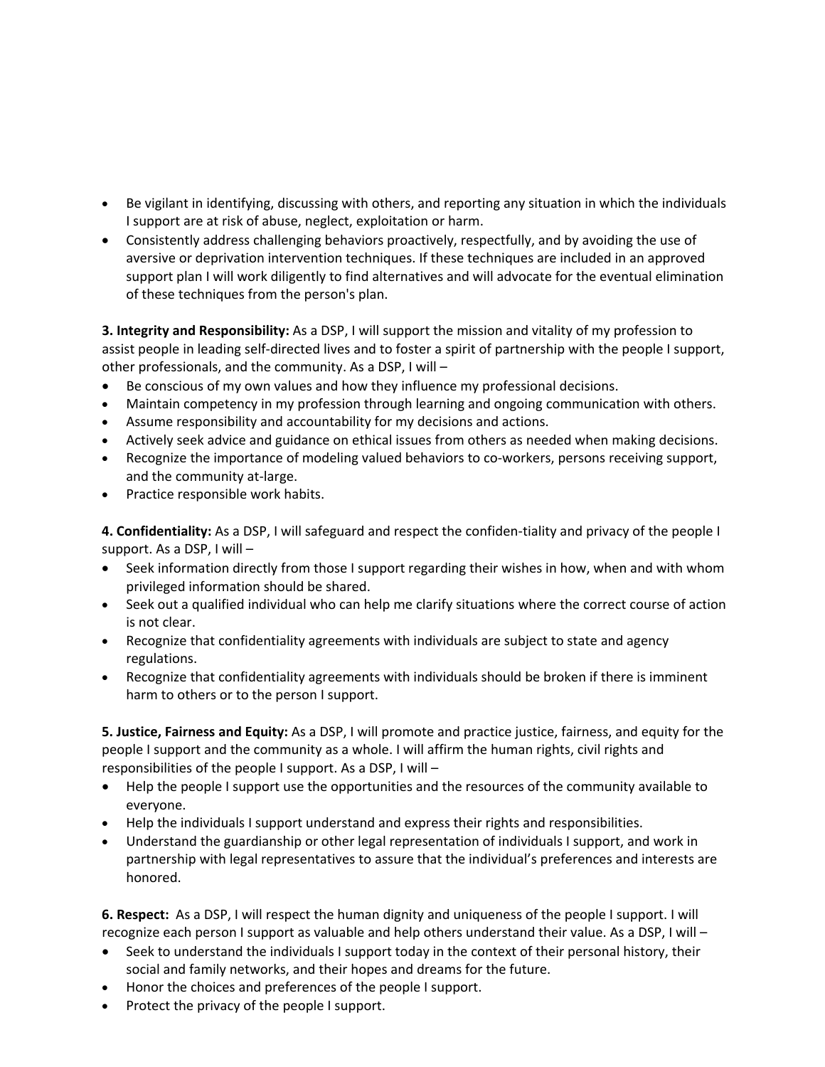- Be vigilant in identifying, discussing with others, and reporting any situation in which the individuals I support are at risk of abuse, neglect, exploitation or harm.
- Consistently address challenging behaviors proactively, respectfully, and by avoiding the use of aversive or deprivation intervention techniques. If these techniques are included in an approved support plan I will work diligently to find alternatives and will advocate for the eventual elimination of these techniques from the person's plan.

**3. Integrity and Responsibility:** As a DSP, I will support the mission and vitality of my profession to assist people in leading self-directed lives and to foster a spirit of partnership with the people I support, other professionals, and the community. As a DSP, I will –

- Be conscious of my own values and how they influence my professional decisions.
- Maintain competency in my profession through learning and ongoing communication with others.
- Assume responsibility and accountability for my decisions and actions.
- Actively seek advice and guidance on ethical issues from others as needed when making decisions.
- Recognize the importance of modeling valued behaviors to co-workers, persons receiving support, and the community at-large.
- Practice responsible work habits.

**4. Confidentiality:** As a DSP, I will safeguard and respect the confiden-tiality and privacy of the people I support. As a DSP, I will –

- Seek information directly from those I support regarding their wishes in how, when and with whom privileged information should be shared.
- Seek out a qualified individual who can help me clarify situations where the correct course of action is not clear.
- Recognize that confidentiality agreements with individuals are subject to state and agency regulations.
- Recognize that confidentiality agreements with individuals should be broken if there is imminent harm to others or to the person I support.

**5. Justice, Fairness and Equity:** As a DSP, I will promote and practice justice, fairness, and equity for the people I support and the community as a whole. I will affirm the human rights, civil rights and responsibilities of the people I support. As a DSP, I will –

- Help the people I support use the opportunities and the resources of the community available to everyone.
- Help the individuals I support understand and express their rights and responsibilities.
- Understand the guardianship or other legal representation of individuals I support, and work in partnership with legal representatives to assure that the individual's preferences and interests are honored.

**6. Respect:** As a DSP, I will respect the human dignity and uniqueness of the people I support. I will recognize each person I support as valuable and help others understand their value. As a DSP, I will –

- Seek to understand the individuals I support today in the context of their personal history, their social and family networks, and their hopes and dreams for the future.
- Honor the choices and preferences of the people I support.
- Protect the privacy of the people I support.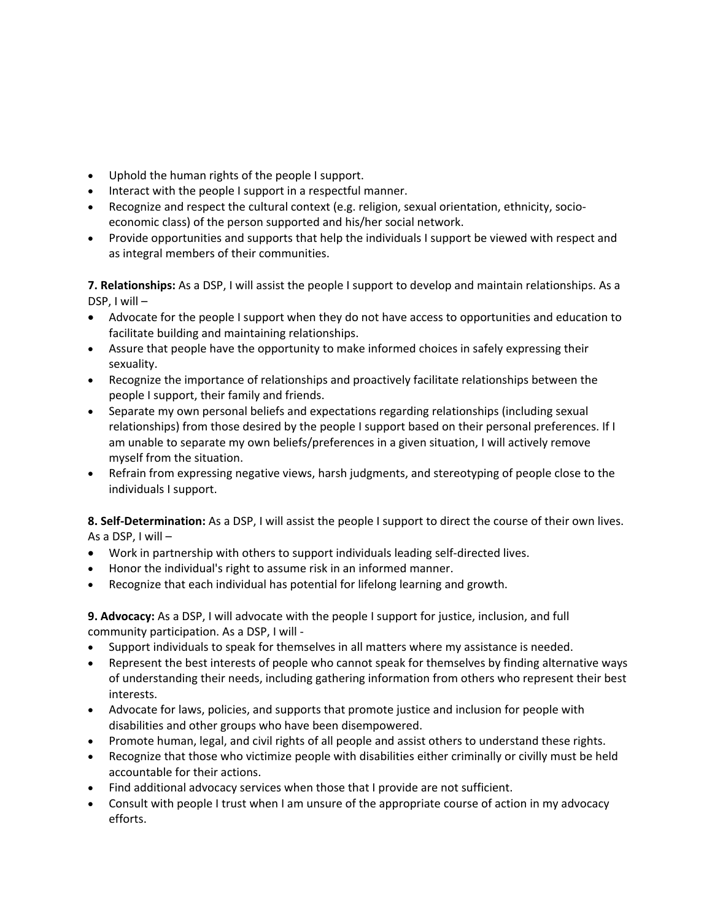- Uphold the human rights of the people I support.
- Interact with the people I support in a respectful manner.
- Recognize and respect the cultural context (e.g. religion, sexual orientation, ethnicity, socio-economic class) of the person supported and his/her social network.
- Provide opportunities and supports that help the individuals I support be viewed with respect and as integral members of their communities.

**7. Relationships:** As a DSP, I will assist the people I support to develop and maintain relationships. As a DSP, I will –

- Advocate for the people I support when they do not have access to opportunities and education to facilitate building and maintaining relationships.
- Assure that people have the opportunity to make informed choices in safely expressing their sexuality.
- Recognize the importance of relationships and proactively facilitate relationships between the people I support, their family and friends.
- Separate my own personal beliefs and expectations regarding relationships (including sexual relationships) from those desired by the people I support based on their personal preferences. If I am unable to separate my own beliefs/preferences in a given situation, I will actively remove myself from the situation.
- Refrain from expressing negative views, harsh judgments, and stereotyping of people close to the individuals I support.

**8. Self-Determination:** As a DSP, I will assist the people I support to direct the course of their own lives. As a DSP, I will –

- Work in partnership with others to support individuals leading self-directed lives.
- Honor the individual's right to assume risk in an informed manner.
- Recognize that each individual has potential for lifelong learning and growth.

**9. Advocacy:** As a DSP, I will advocate with the people I support for justice, inclusion, and full community participation. As a DSP, I will -

- Support individuals to speak for themselves in all matters where my assistance is needed.
- Represent the best interests of people who cannot speak for themselves by finding alternative ways of understanding their needs, including gathering information from others who represent their best interests.
- Advocate for laws, policies, and supports that promote justice and inclusion for people with disabilities and other groups who have been disempowered.
- Promote human, legal, and civil rights of all people and assist others to understand these rights.
- Recognize that those who victimize people with disabilities either criminally or civilly must be held accountable for their actions.
- Find additional advocacy services when those that I provide are not sufficient.
- Consult with people I trust when I am unsure of the appropriate course of action in my advocacy efforts.